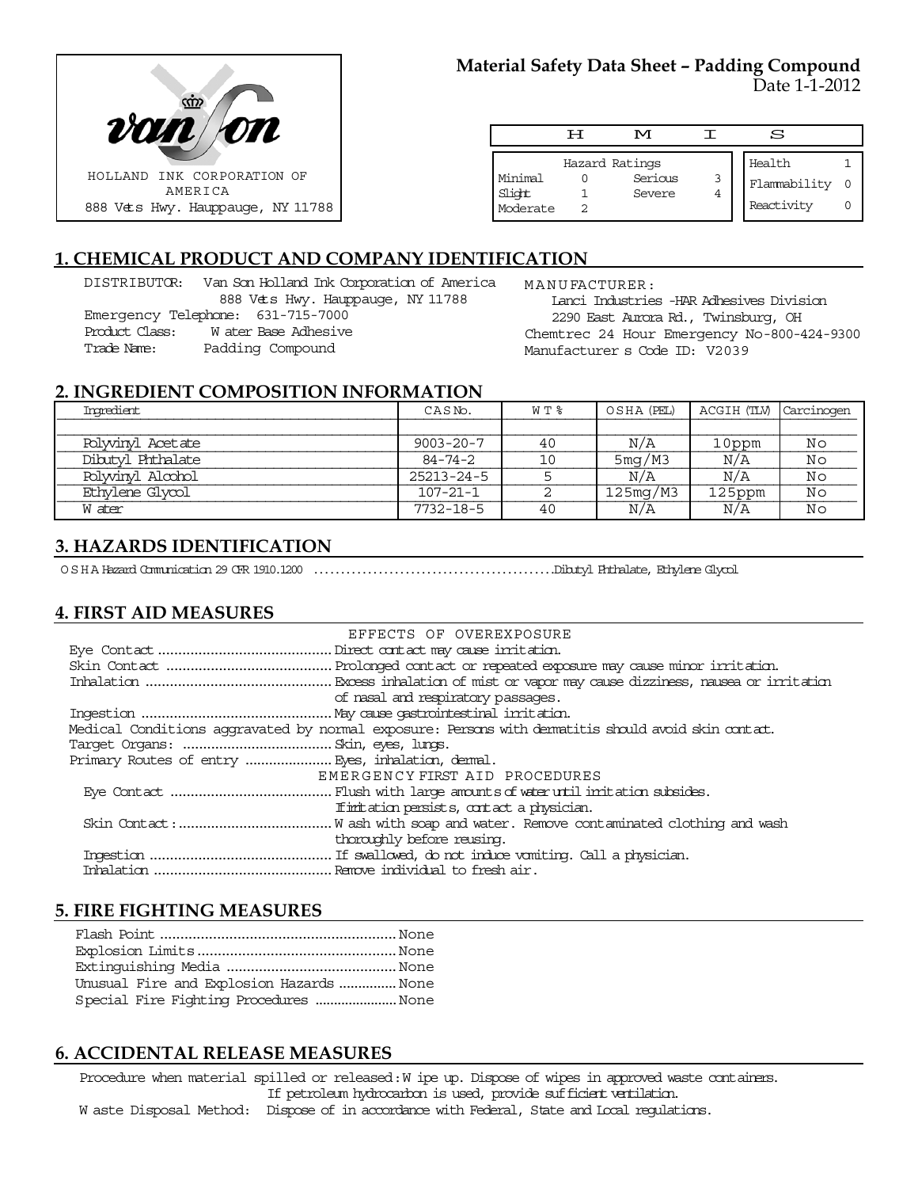HOLLAND INK CORPORATION OF AMERICA
888 Vets Hwy. Hauppauge, NY 11788

**Material Safety Data Sheet – Padding Compound**
Date 1-1-2012

| H | M | I | S |
|---|---|---|---|
| Hazard Ratings | | | |
| Minimal 0 | Serious 3 | Health | 1 |
| Slight 1 | Severe 4 | Flammability | 0 |
| Moderate 2 | | Reactivity | 0 |

## 1. CHEMICAL PRODUCT AND COMPANY IDENTIFICATION

DISTRIBUTOR: Van Son Holland Ink Corporation of America
888 Vets Hwy. Hauppauge, NY 11788
Emergency Telephone: 631-715-7000
Product Class: Water Base Adhesive
Trade Name: Padding Compound

MANUFACTURER:
Lanci Industries -HAR Adhesives Division
2290 East Aurora Rd., Twinsburg, OH
Chemtrec 24 Hour Emergency No-800-424-9300
Manufacturer s Code ID: V2039

## 2. INGREDIENT COMPOSITION INFORMATION

| Ingredient | CAS No. | WT % | OSHA (PEL) | ACGIH (TLV) | Carcinogen |
|---|---|---|---|---|---|
| Polyvinyl Acetate | 9003-20-7 | 40 | N/A | 10ppm | No |
| Dibutyl Phthalate | 84-74-2 | 10 | 5mg/M3 | N/A | No |
| Polyvinyl Alcohol | 25213-24-5 | 5 | N/A | N/A | No |
| Ethylene Glycol | 107-21-1 | 2 | 125mg/M3 | 125ppm | No |
| Water | 7732-18-5 | 40 | N/A | N/A | No |

## 3. HAZARDS IDENTIFICATION

OSHA Hazard Communication 29 CFR 1910.1200 ............................................Dibutyl Phthalate, Ethylene Glycol

## 4. FIRST AID MEASURES

EFFECTS OF OVEREXPOSURE

Eye Contact ............................................ Direct contact may cause irritation.
Skin Contact ........................................... Prolonged contact or repeated exposure may cause minor irritation.
Inhalation ............................................... Excess inhalation of mist or vapor may cause dizziness, nausea or irritation of nasal and respiratory passages.
Ingestion ................................................ May cause gastrointestinal irritation.
Medical Conditions aggravated by normal exposure: Persons with dermatitis should avoid skin contact.
Target Organs: ...................................... Skin, eyes, lungs.
Primary Routes of entry ...................... Eyes, inhalation, dermal.

EMERGENCY FIRST AID PROCEDURES

Eye Contact ........................................ Flush with large amounts of water until irritation subsides. If irritation persists, contact a physician.
Skin Contact: ....................................... Wash with soap and water. Remove contaminated clothing and wash thoroughly before reusing.
Ingestion ............................................. If swallowed, do not induce vomiting. Call a physician.
Inhalation ............................................ Remove individual to fresh air.

## 5. FIRE FIGHTING MEASURES

Flash Point .......................................................... None
Explosion Limits ................................................. None
Extinguishing Media ........................................... None
Unusual Fire and Explosion Hazards ............... None
Special Fire Fighting Procedures ..................... None

## 6. ACCIDENTAL RELEASE MEASURES

Procedure when material spilled or released: Wipe up. Dispose of wipes in approved waste containers. If petroleum hydrocarbon is used, provide sufficient ventilation.
Waste Disposal Method: Dispose of in accordance with Federal, State and Local regulations.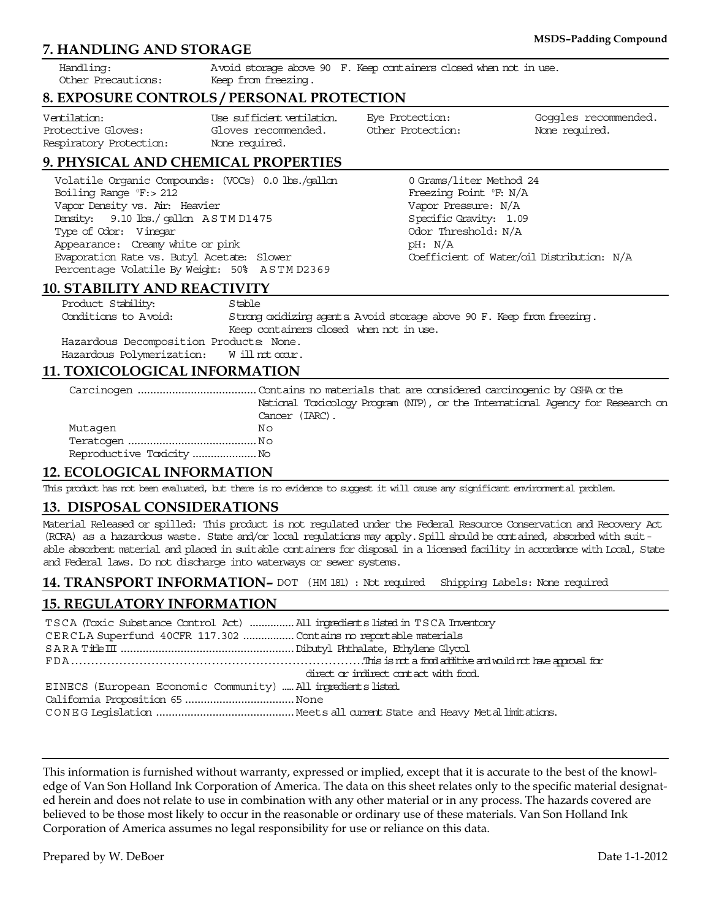## 7. HANDLING AND STORAGE

| | |
|---|---|
| Handling: | Avoid storage above 90 F. Keep containers closed when not in use. |
| Other Precautions: | Keep from freezing. |

## 8. EXPOSURE CONTROLS / PERSONAL PROTECTION

| | | | |
|---|---|---|---|
| Ventilation: | Use sufficient ventilation. | Eye Protection: | Goggles recommended. |
| Protective Gloves: | Gloves recommended. | Other Protection: | None required. |
| Respiratory Protection: | None required. | | |

## 9. PHYSICAL AND CHEMICAL PROPERTIES

| | |
|---|---|
| Volatile Organic Compounds: (VOCs) 0.0 lbs./gallon | 0 Grams/liter Method 24 |
| Boiling Range °F:> 212 | Freezing Point °F: N/A |
| Vapor Density vs. Air: Heavier | Vapor Pressure: N/A |
| Density: 9.10 lbs./gallon ASTM D1475 | Specific Gravity: 1.09 |
| Type of Odor: Vinegar | Odor Threshold: N/A |
| Appearance: Creamy white or pink | pH: N/A |
| Evaporation Rate vs. Butyl Acetate: Slower | Coefficient of Water/oil Distribution: N/A |
| Percentage Volatile By Weight: 50% ASTM D2369 | |

## 10. STABILITY AND REACTIVITY

Product Stability: Stable

Conditions to Avoid: Strong oxidizing agents. Avoid storage above 90 F. Keep from freezing. Keep containers closed when not in use.

Hazardous Decomposition Products: None.

Hazardous Polymerization: Will not occur.

## 11. TOXICOLOGICAL INFORMATION

Carcinogen ...................................... Contains no materials that are considered carcinogenic by OSHA or the National Toxicology Program (NTP), or the International Agency for Research on Cancer (IARC).

Mutagen No

Teratogen ......................................... No

Reproductive Toxicity .................... No

## 12. ECOLOGICAL INFORMATION

This product has not been evaluated, but there is no evidence to suggest it will cause any significant environmental problem.

## 13. DISPOSAL CONSIDERATIONS

Material Released or spilled: This product is not regulated under the Federal Resource Conservation and Recovery Act (RCRA) as a hazardous waste. State and/or local regulations may apply. Spill should be contained, absorbed with suitable absorbent material and placed in suitable containers for disposal in a licensed facility in accordance with Local, State and Federal laws. Do not discharge into waterways or sewer systems.

## 14. TRANSPORT INFORMATION– DOT (HM 181) : Not required Shipping Labels: None required

## 15. REGULATORY INFORMATION

TSCA (Toxic Substance Control Act) ............... All ingredients listed in TSCA Inventory

CERCLA Superfund 40CFR 117.302 ................. Contains no reportable materials

SARA Title III ....................................................... Dibutyl Phthalate, Ethylene Glycol

FDA............................................................................This is not a food additive and would not have approval for direct or indirect contact with food.

EINECS (European Economic Community) ..... All ingredients listed.

California Proposition 65 ................................... None

CONEG Legislation ............................................ Meets all current State and Heavy Metal limitations.

---

This information is furnished without warranty, expressed or implied, except that it is accurate to the best of the knowledge of Van Son Holland Ink Corporation of America. The data on this sheet relates only to the specific material designated herein and does not relate to use in combination with any other material or in any process. The hazards covered are believed to be those most likely to occur in the reasonable or ordinary use of these materials. Van Son Holland Ink Corporation of America assumes no legal responsibility for use or reliance on this data.

Prepared by W. DeBoer

Date 1-1-2012